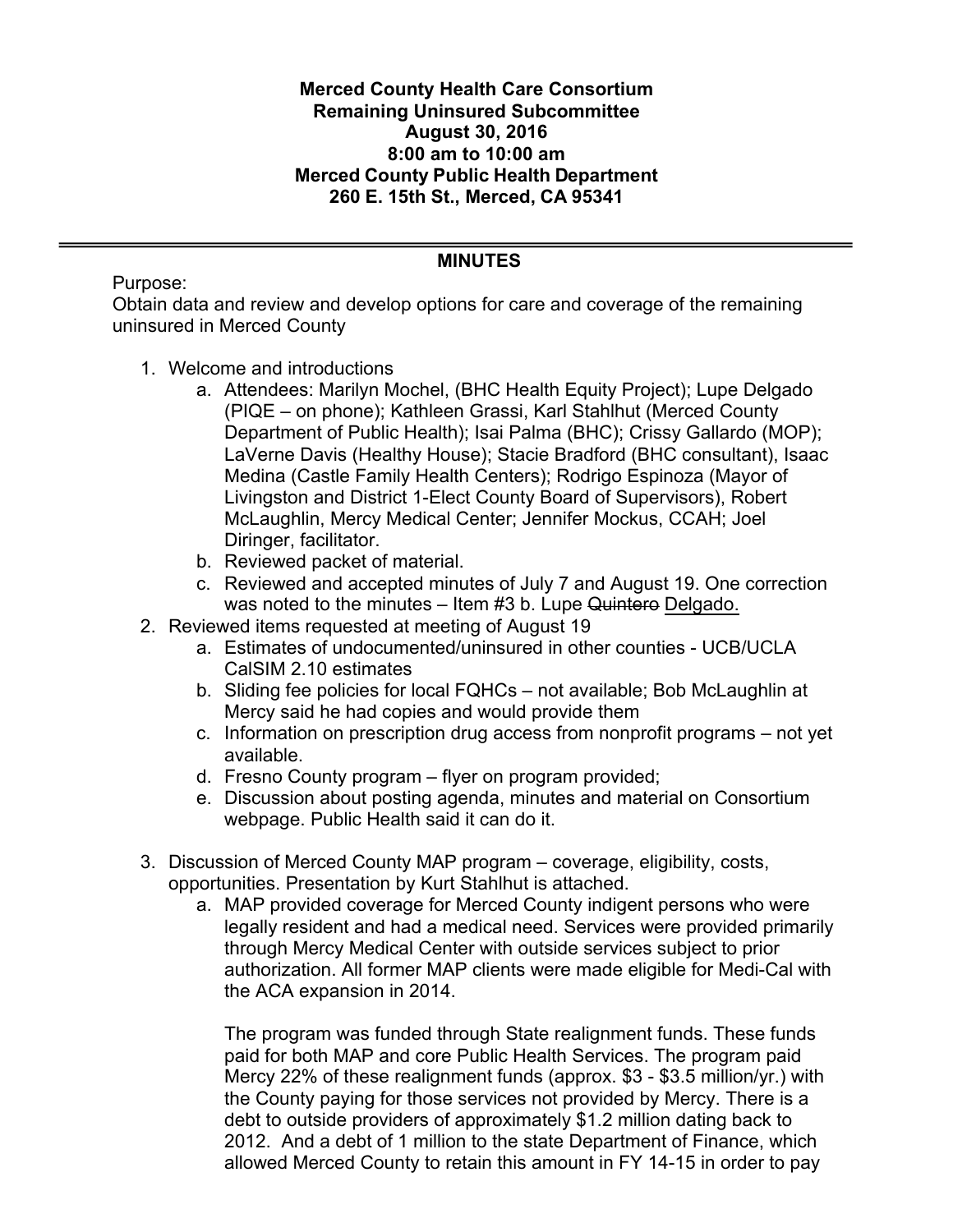**Merced County Health Care Consortium**
**Remaining Uninsured Subcommittee**
**August 30, 2016**
**8:00 am to 10:00 am**
**Merced County Public Health Department**
**260 E. 15th St., Merced, CA 95341**

---

## MINUTES

Purpose:
Obtain data and review and develop options for care and coverage of the remaining uninsured in Merced County

1. Welcome and introductions
   a. Attendees: Marilyn Mochel, (BHC Health Equity Project); Lupe Delgado (PIQE – on phone); Kathleen Grassi, Karl Stahlhut (Merced County Department of Public Health); Isai Palma (BHC); Crissy Gallardo (MOP); LaVerne Davis (Healthy House); Stacie Bradford (BHC consultant), Isaac Medina (Castle Family Health Centers); Rodrigo Espinoza (Mayor of Livingston and District 1-Elect County Board of Supervisors), Robert McLaughlin, Mercy Medical Center; Jennifer Mockus, CCAH; Joel Diringer, facilitator.
   b. Reviewed packet of material.
   c. Reviewed and accepted minutes of July 7 and August 19. One correction was noted to the minutes – Item #3 b. Lupe ~~Quintero~~ <u>Delgado.</u>
2. Reviewed items requested at meeting of August 19
   a. Estimates of undocumented/uninsured in other counties - UCB/UCLA CalSIM 2.10 estimates
   b. Sliding fee policies for local FQHCs – not available; Bob McLaughlin at Mercy said he had copies and would provide them
   c. Information on prescription drug access from nonprofit programs – not yet available.
   d. Fresno County program – flyer on program provided;
   e. Discussion about posting agenda, minutes and material on Consortium webpage. Public Health said it can do it.

3. Discussion of Merced County MAP program – coverage, eligibility, costs, opportunities. Presentation by Kurt Stahlhut is attached.
   a. MAP provided coverage for Merced County indigent persons who were legally resident and had a medical need. Services were provided primarily through Mercy Medical Center with outside services subject to prior authorization. All former MAP clients were made eligible for Medi-Cal with the ACA expansion in 2014.

      The program was funded through State realignment funds. These funds paid for both MAP and core Public Health Services. The program paid Mercy 22% of these realignment funds (approx. $3 - $3.5 million/yr.) with the County paying for those services not provided by Mercy. There is a debt to outside providers of approximately $1.2 million dating back to 2012. And a debt of 1 million to the state Department of Finance, which allowed Merced County to retain this amount in FY 14-15 in order to pay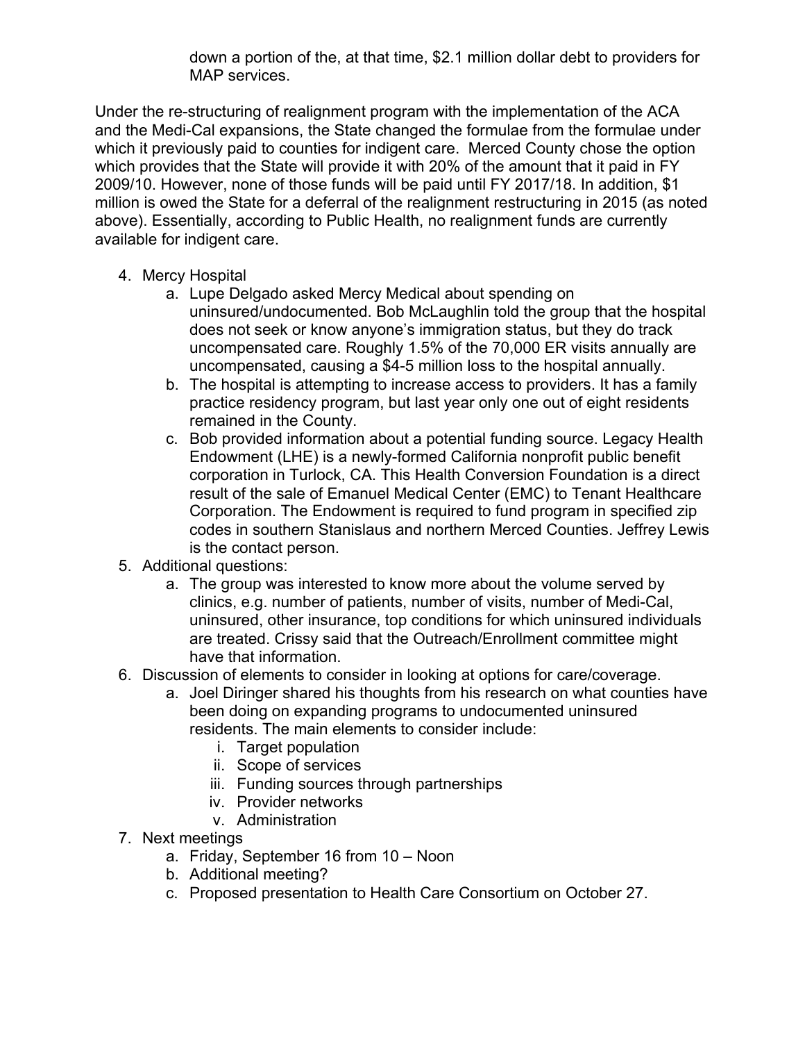down a portion of the, at that time, $2.1 million dollar debt to providers for MAP services.

Under the re-structuring of realignment program with the implementation of the ACA and the Medi-Cal expansions, the State changed the formulae from the formulae under which it previously paid to counties for indigent care. Merced County chose the option which provides that the State will provide it with 20% of the amount that it paid in FY 2009/10. However, none of those funds will be paid until FY 2017/18. In addition, $1 million is owed the State for a deferral of the realignment restructuring in 2015 (as noted above). Essentially, according to Public Health, no realignment funds are currently available for indigent care.

4. Mercy Hospital
   a. Lupe Delgado asked Mercy Medical about spending on uninsured/undocumented. Bob McLaughlin told the group that the hospital does not seek or know anyone's immigration status, but they do track uncompensated care. Roughly 1.5% of the 70,000 ER visits annually are uncompensated, causing a $4-5 million loss to the hospital annually.
   b. The hospital is attempting to increase access to providers. It has a family practice residency program, but last year only one out of eight residents remained in the County.
   c. Bob provided information about a potential funding source. Legacy Health Endowment (LHE) is a newly-formed California nonprofit public benefit corporation in Turlock, CA. This Health Conversion Foundation is a direct result of the sale of Emanuel Medical Center (EMC) to Tenant Healthcare Corporation. The Endowment is required to fund program in specified zip codes in southern Stanislaus and northern Merced Counties. Jeffrey Lewis is the contact person.
5. Additional questions:
   a. The group was interested to know more about the volume served by clinics, e.g. number of patients, number of visits, number of Medi-Cal, uninsured, other insurance, top conditions for which uninsured individuals are treated. Crissy said that the Outreach/Enrollment committee might have that information.
6. Discussion of elements to consider in looking at options for care/coverage.
   a. Joel Diringer shared his thoughts from his research on what counties have been doing on expanding programs to undocumented uninsured residents. The main elements to consider include:
      i. Target population
      ii. Scope of services
      iii. Funding sources through partnerships
      iv. Provider networks
      v. Administration
7. Next meetings
   a. Friday, September 16 from 10 – Noon
   b. Additional meeting?
   c. Proposed presentation to Health Care Consortium on October 27.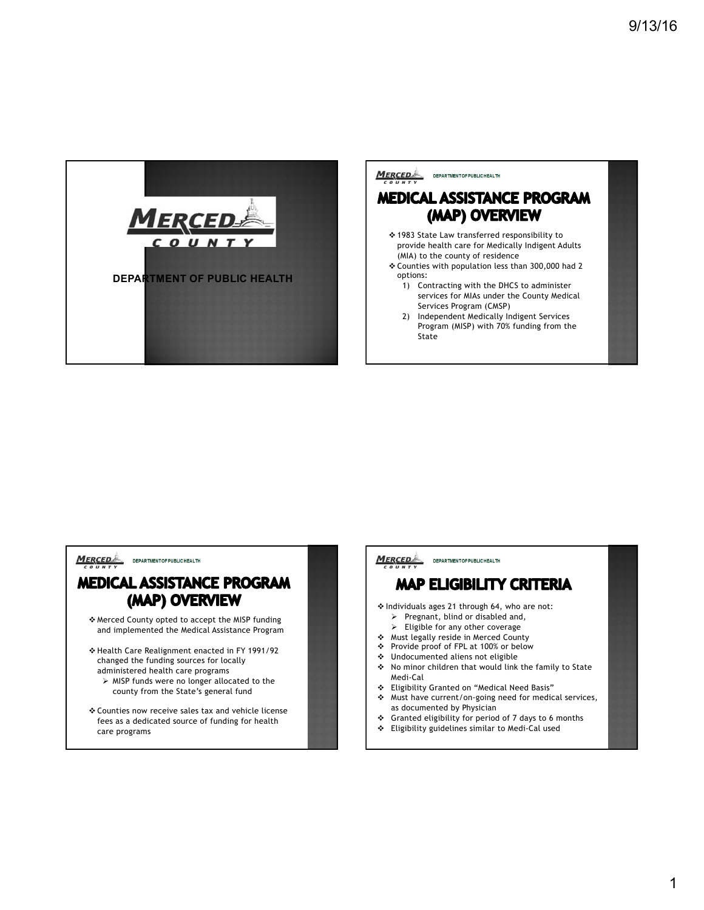MERCED COUNTY

DEPARTMENT OF PUBLIC HEALTH

# MEDICAL ASSISTANCE PROGRAM (MAP) OVERVIEW

- 1983 State Law transferred responsibility to provide health care for Medically Indigent Adults (MIA) to the county of residence
- Counties with population less than 300,000 had 2 options:
  1) Contracting with the DHCS to administer services for MIAs under the County Medical Services Program (CMSP)
  2) Independent Medically Indigent Services Program (MISP) with 70% funding from the State

# MEDICAL ASSISTANCE PROGRAM (MAP) OVERVIEW

- Merced County opted to accept the MISP funding and implemented the Medical Assistance Program
- Health Care Realignment enacted in FY 1991/92 changed the funding sources for locally administered health care programs
  - MISP funds were no longer allocated to the county from the State's general fund
- Counties now receive sales tax and vehicle license fees as a dedicated source of funding for health care programs

# MAP ELIGIBILITY CRITERIA

- Individuals ages 21 through 64, who are not:
  - Pregnant, blind or disabled and,
  - Eligible for any other coverage
- Must legally reside in Merced County
- Provide proof of FPL at 100% or below
- Undocumented aliens not eligible
- No minor children that would link the family to State Medi-Cal
- Eligibility Granted on "Medical Need Basis"
- Must have current/on-going need for medical services, as documented by Physician
- Granted eligibility for period of 7 days to 6 months
- Eligibility guidelines similar to Medi-Cal used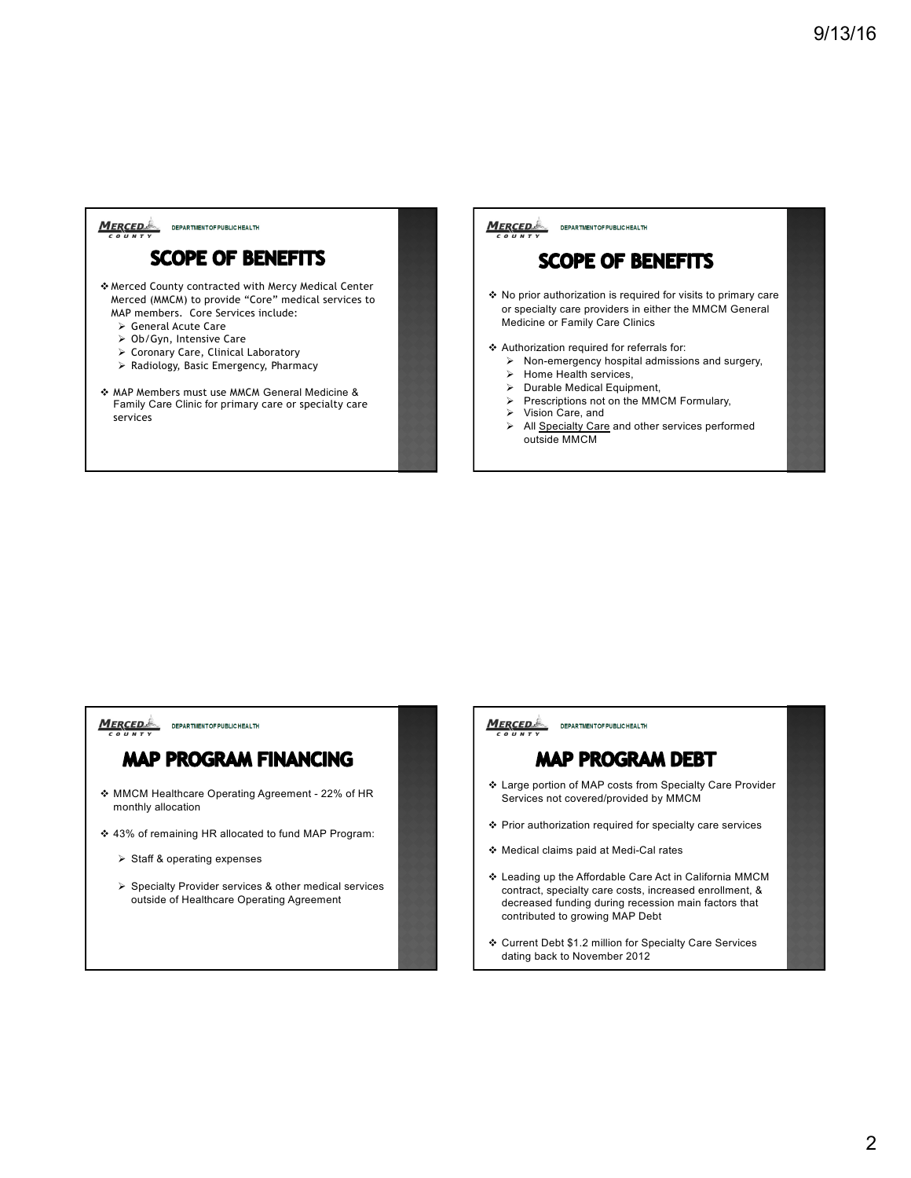## SCOPE OF BENEFITS

- Merced County contracted with Mercy Medical Center Merced (MMCM) to provide "Core" medical services to MAP members. Core Services include:
  - General Acute Care
  - Ob/Gyn, Intensive Care
  - Coronary Care, Clinical Laboratory
  - Radiology, Basic Emergency, Pharmacy
- MAP Members must use MMCM General Medicine & Family Care Clinic for primary care or specialty care services

## SCOPE OF BENEFITS

- No prior authorization is required for visits to primary care or specialty care providers in either the MMCM General Medicine or Family Care Clinics
- Authorization required for referrals for:
  - Non-emergency hospital admissions and surgery,
  - Home Health services,
  - Durable Medical Equipment,
  - Prescriptions not on the MMCM Formulary,
  - Vision Care, and
  - All Specialty Care and other services performed outside MMCM

## MAP PROGRAM FINANCING

- MMCM Healthcare Operating Agreement - 22% of HR monthly allocation
- 43% of remaining HR allocated to fund MAP Program:
  - Staff & operating expenses
  - Specialty Provider services & other medical services outside of Healthcare Operating Agreement

## MAP PROGRAM DEBT

- Large portion of MAP costs from Specialty Care Provider Services not covered/provided by MMCM
- Prior authorization required for specialty care services
- Medical claims paid at Medi-Cal rates
- Leading up the Affordable Care Act in California MMCM contract, specialty care costs, increased enrollment, & decreased funding during recession main factors that contributed to growing MAP Debt
- Current Debt $1.2 million for Specialty Care Services dating back to November 2012